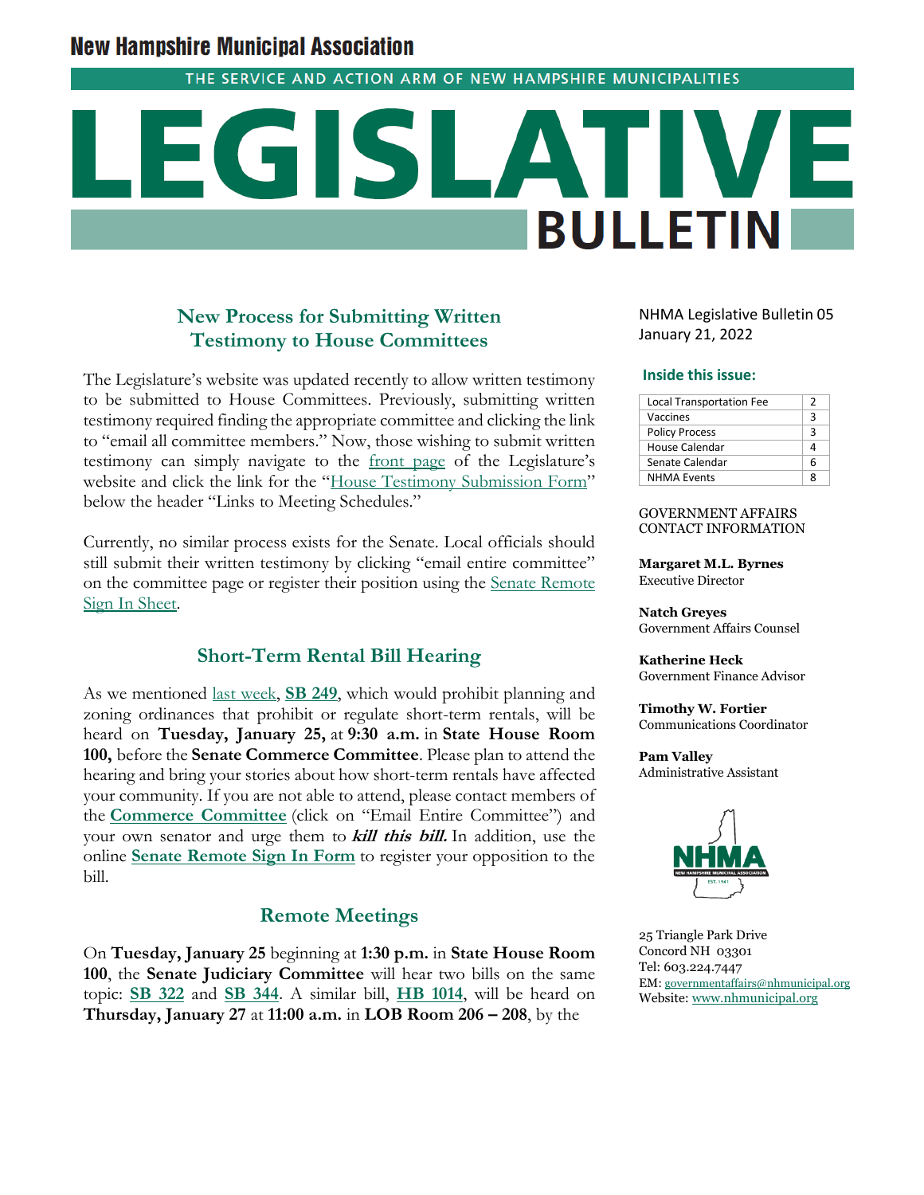# New Hampshire Municipal Association

THE SERVICE AND ACTION ARM OF NEW HAMPSHIRE MUNICIPALITIES

# LEGISLATIVE BULLETIN

NHMA Legislative Bulletin 05
January 21, 2022

**Inside this issue:**

| | |
|---|---|
| Local Transportation Fee | 2 |
| Vaccines | 3 |
| Policy Process | 3 |
| House Calendar | 4 |
| Senate Calendar | 6 |
| NHMA Events | 8 |

GOVERNMENT AFFAIRS CONTACT INFORMATION

**Margaret M.L. Byrnes**
Executive Director

**Natch Greyes**
Government Affairs Counsel

**Katherine Heck**
Government Finance Advisor

**Timothy W. Fortier**
Communications Coordinator

**Pam Valley**
Administrative Assistant

25 Triangle Park Drive
Concord NH 03301
Tel: 603.224.7447
EM: governmentaffairs@nhmunicipal.org
Website: www.nhmunicipal.org

## New Process for Submitting Written Testimony to House Committees

The Legislature's website was updated recently to allow written testimony to be submitted to House Committees. Previously, submitting written testimony required finding the appropriate committee and clicking the link to "email all committee members." Now, those wishing to submit written testimony can simply navigate to the front page of the Legislature's website and click the link for the "House Testimony Submission Form" below the header "Links to Meeting Schedules."

Currently, no similar process exists for the Senate. Local officials should still submit their written testimony by clicking "email entire committee" on the committee page or register their position using the Senate Remote Sign In Sheet.

## Short-Term Rental Bill Hearing

As we mentioned last week, **SB 249**, which would prohibit planning and zoning ordinances that prohibit or regulate short-term rentals, will be heard on **Tuesday, January 25,** at **9:30 a.m.** in **State House Room 100,** before the **Senate Commerce Committee**. Please plan to attend the hearing and bring your stories about how short-term rentals have affected your community. If you are not able to attend, please contact members of the **Commerce Committee** (click on "Email Entire Committee") and your own senator and urge them to ***kill this bill.*** In addition, use the online **Senate Remote Sign In Form** to register your opposition to the bill.

## Remote Meetings

On **Tuesday, January 25** beginning at **1:30 p.m.** in **State House Room 100**, the **Senate Judiciary Committee** will hear two bills on the same topic: **SB 322** and **SB 344**. A similar bill, **HB 1014**, will be heard on **Thursday, January 27** at **11:00 a.m.** in **LOB Room 206 – 208**, by the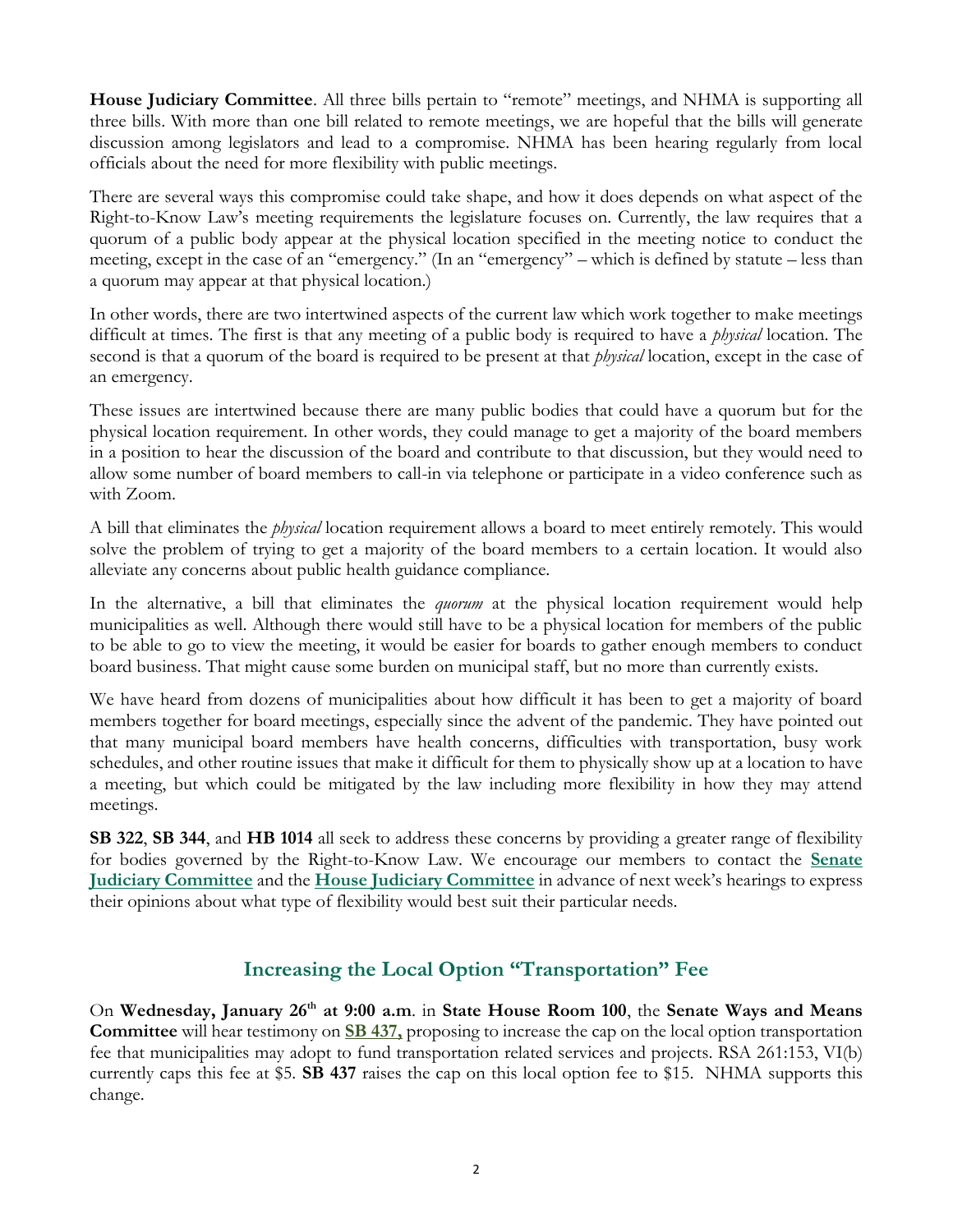**House Judiciary Committee**. All three bills pertain to "remote" meetings, and NHMA is supporting all three bills. With more than one bill related to remote meetings, we are hopeful that the bills will generate discussion among legislators and lead to a compromise. NHMA has been hearing regularly from local officials about the need for more flexibility with public meetings.

There are several ways this compromise could take shape, and how it does depends on what aspect of the Right-to-Know Law's meeting requirements the legislature focuses on. Currently, the law requires that a quorum of a public body appear at the physical location specified in the meeting notice to conduct the meeting, except in the case of an "emergency." (In an "emergency" – which is defined by statute – less than a quorum may appear at that physical location.)

In other words, there are two intertwined aspects of the current law which work together to make meetings difficult at times. The first is that any meeting of a public body is required to have a *physical* location. The second is that a quorum of the board is required to be present at that *physical* location, except in the case of an emergency.

These issues are intertwined because there are many public bodies that could have a quorum but for the physical location requirement. In other words, they could manage to get a majority of the board members in a position to hear the discussion of the board and contribute to that discussion, but they would need to allow some number of board members to call-in via telephone or participate in a video conference such as with Zoom.

A bill that eliminates the *physical* location requirement allows a board to meet entirely remotely. This would solve the problem of trying to get a majority of the board members to a certain location. It would also alleviate any concerns about public health guidance compliance.

In the alternative, a bill that eliminates the *quorum* at the physical location requirement would help municipalities as well. Although there would still have to be a physical location for members of the public to be able to go to view the meeting, it would be easier for boards to gather enough members to conduct board business. That might cause some burden on municipal staff, but no more than currently exists.

We have heard from dozens of municipalities about how difficult it has been to get a majority of board members together for board meetings, especially since the advent of the pandemic. They have pointed out that many municipal board members have health concerns, difficulties with transportation, busy work schedules, and other routine issues that make it difficult for them to physically show up at a location to have a meeting, but which could be mitigated by the law including more flexibility in how they may attend meetings.

**SB 322**, **SB 344**, and **HB 1014** all seek to address these concerns by providing a greater range of flexibility for bodies governed by the Right-to-Know Law. We encourage our members to contact the **Senate Judiciary Committee** and the **House Judiciary Committee** in advance of next week's hearings to express their opinions about what type of flexibility would best suit their particular needs.

## Increasing the Local Option "Transportation" Fee

On **Wednesday, January 26th at 9:00 a.m**. in **State House Room 100**, the **Senate Ways and Means Committee** will hear testimony on **SB 437,** proposing to increase the cap on the local option transportation fee that municipalities may adopt to fund transportation related services and projects. RSA 261:153, VI(b) currently caps this fee at $5. **SB 437** raises the cap on this local option fee to $15. NHMA supports this change.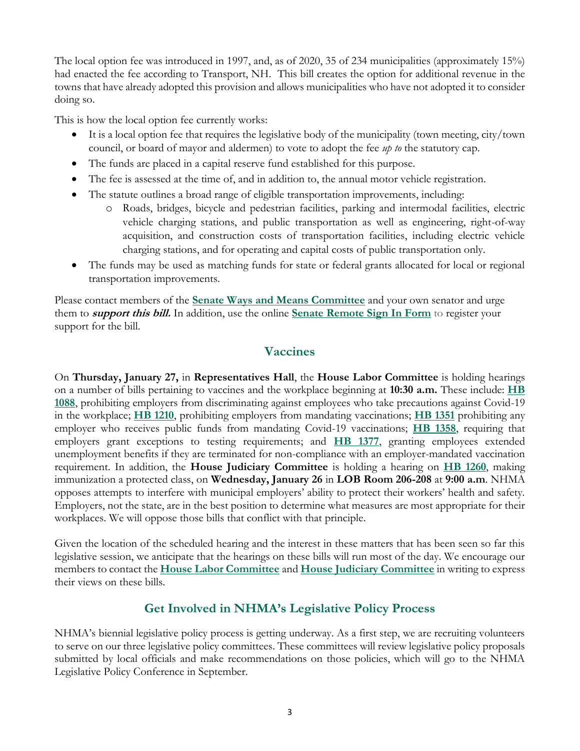The local option fee was introduced in 1997, and, as of 2020, 35 of 234 municipalities (approximately 15%) had enacted the fee according to Transport, NH. This bill creates the option for additional revenue in the towns that have already adopted this provision and allows municipalities who have not adopted it to consider doing so.

This is how the local option fee currently works:

- It is a local option fee that requires the legislative body of the municipality (town meeting, city/town council, or board of mayor and aldermen) to vote to adopt the fee *up to* the statutory cap.
- The funds are placed in a capital reserve fund established for this purpose.
- The fee is assessed at the time of, and in addition to, the annual motor vehicle registration.
- The statute outlines a broad range of eligible transportation improvements, including:
  - Roads, bridges, bicycle and pedestrian facilities, parking and intermodal facilities, electric vehicle charging stations, and public transportation as well as engineering, right-of-way acquisition, and construction costs of transportation facilities, including electric vehicle charging stations, and for operating and capital costs of public transportation only.
- The funds may be used as matching funds for state or federal grants allocated for local or regional transportation improvements.

Please contact members of the **Senate Ways and Means Committee** and your own senator and urge them to ***support this bill.*** In addition, use the online **Senate Remote Sign In Form** to register your support for the bill.

## Vaccines

On **Thursday, January 27,** in **Representatives Hall**, the **House Labor Committee** is holding hearings on a number of bills pertaining to vaccines and the workplace beginning at **10:30 a.m.** These include: **HB 1088**, prohibiting employers from discriminating against employees who take precautions against Covid-19 in the workplace; **HB 1210**, prohibiting employers from mandating vaccinations; **HB 1351** prohibiting any employer who receives public funds from mandating Covid-19 vaccinations; **HB 1358**, requiring that employers grant exceptions to testing requirements; and **HB 1377**, granting employees extended unemployment benefits if they are terminated for non-compliance with an employer-mandated vaccination requirement. In addition, the **House Judiciary Committee** is holding a hearing on **HB 1260**, making immunization a protected class, on **Wednesday, January 26** in **LOB Room 206-208** at **9:00 a.m**. NHMA opposes attempts to interfere with municipal employers' ability to protect their workers' health and safety. Employers, not the state, are in the best position to determine what measures are most appropriate for their workplaces. We will oppose those bills that conflict with that principle.

Given the location of the scheduled hearing and the interest in these matters that has been seen so far this legislative session, we anticipate that the hearings on these bills will run most of the day. We encourage our members to contact the **House Labor Committee** and **House Judiciary Committee** in writing to express their views on these bills.

## Get Involved in NHMA's Legislative Policy Process

NHMA's biennial legislative policy process is getting underway. As a first step, we are recruiting volunteers to serve on our three legislative policy committees. These committees will review legislative policy proposals submitted by local officials and make recommendations on those policies, which will go to the NHMA Legislative Policy Conference in September.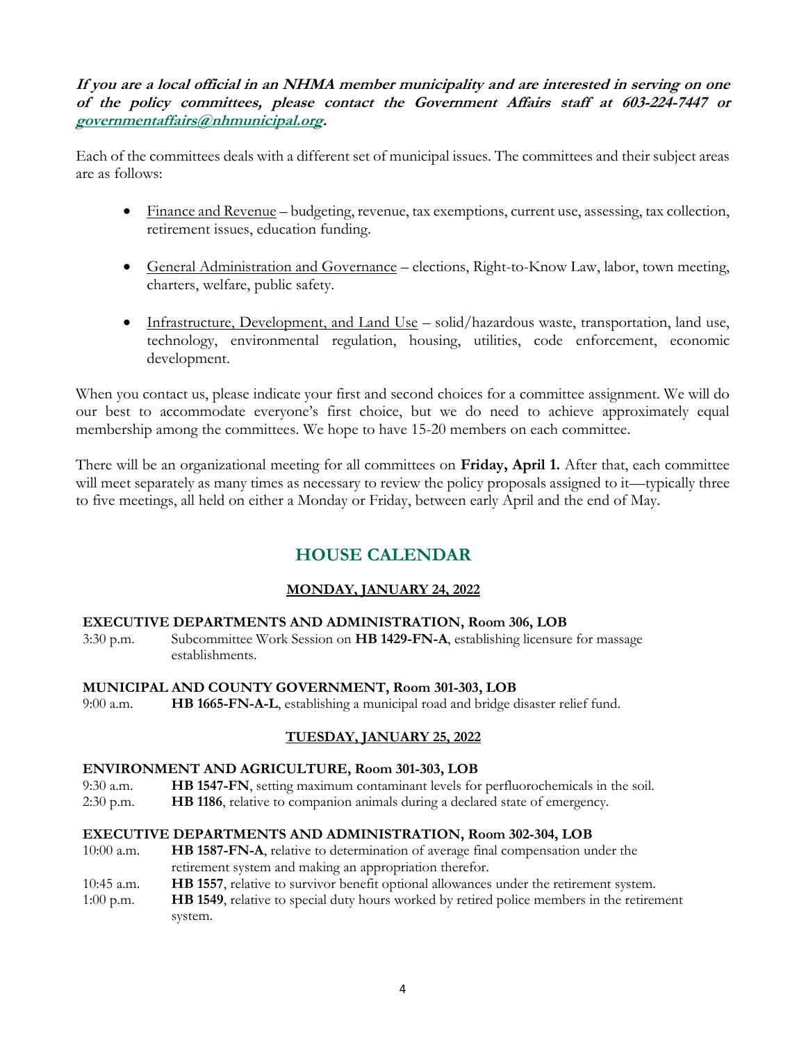***If you are a local official in an NHMA member municipality and are interested in serving on one of the policy committees, please contact the Government Affairs staff at 603-224-7447 or governmentaffairs@nhmunicipal.org.***

Each of the committees deals with a different set of municipal issues. The committees and their subject areas are as follows:

- Finance and Revenue – budgeting, revenue, tax exemptions, current use, assessing, tax collection, retirement issues, education funding.
- General Administration and Governance – elections, Right-to-Know Law, labor, town meeting, charters, welfare, public safety.
- Infrastructure, Development, and Land Use – solid/hazardous waste, transportation, land use, technology, environmental regulation, housing, utilities, code enforcement, economic development.

When you contact us, please indicate your first and second choices for a committee assignment. We will do our best to accommodate everyone's first choice, but we do need to achieve approximately equal membership among the committees. We hope to have 15-20 members on each committee.

There will be an organizational meeting for all committees on **Friday, April 1.** After that, each committee will meet separately as many times as necessary to review the policy proposals assigned to it—typically three to five meetings, all held on either a Monday or Friday, between early April and the end of May.

## HOUSE CALENDAR

### MONDAY, JANUARY 24, 2022

**EXECUTIVE DEPARTMENTS AND ADMINISTRATION, Room 306, LOB**

3:30 p.m. Subcommittee Work Session on **HB 1429-FN-A**, establishing licensure for massage establishments.

**MUNICIPAL AND COUNTY GOVERNMENT, Room 301-303, LOB**

9:00 a.m. **HB 1665-FN-A-L**, establishing a municipal road and bridge disaster relief fund.

### TUESDAY, JANUARY 25, 2022

**ENVIRONMENT AND AGRICULTURE, Room 301-303, LOB**

9:30 a.m. **HB 1547-FN**, setting maximum contaminant levels for perfluorochemicals in the soil.

2:30 p.m. **HB 1186**, relative to companion animals during a declared state of emergency.

**EXECUTIVE DEPARTMENTS AND ADMINISTRATION, Room 302-304, LOB**

10:00 a.m. **HB 1587-FN-A**, relative to determination of average final compensation under the retirement system and making an appropriation therefor.

10:45 a.m. **HB 1557**, relative to survivor benefit optional allowances under the retirement system.

1:00 p.m. **HB 1549**, relative to special duty hours worked by retired police members in the retirement system.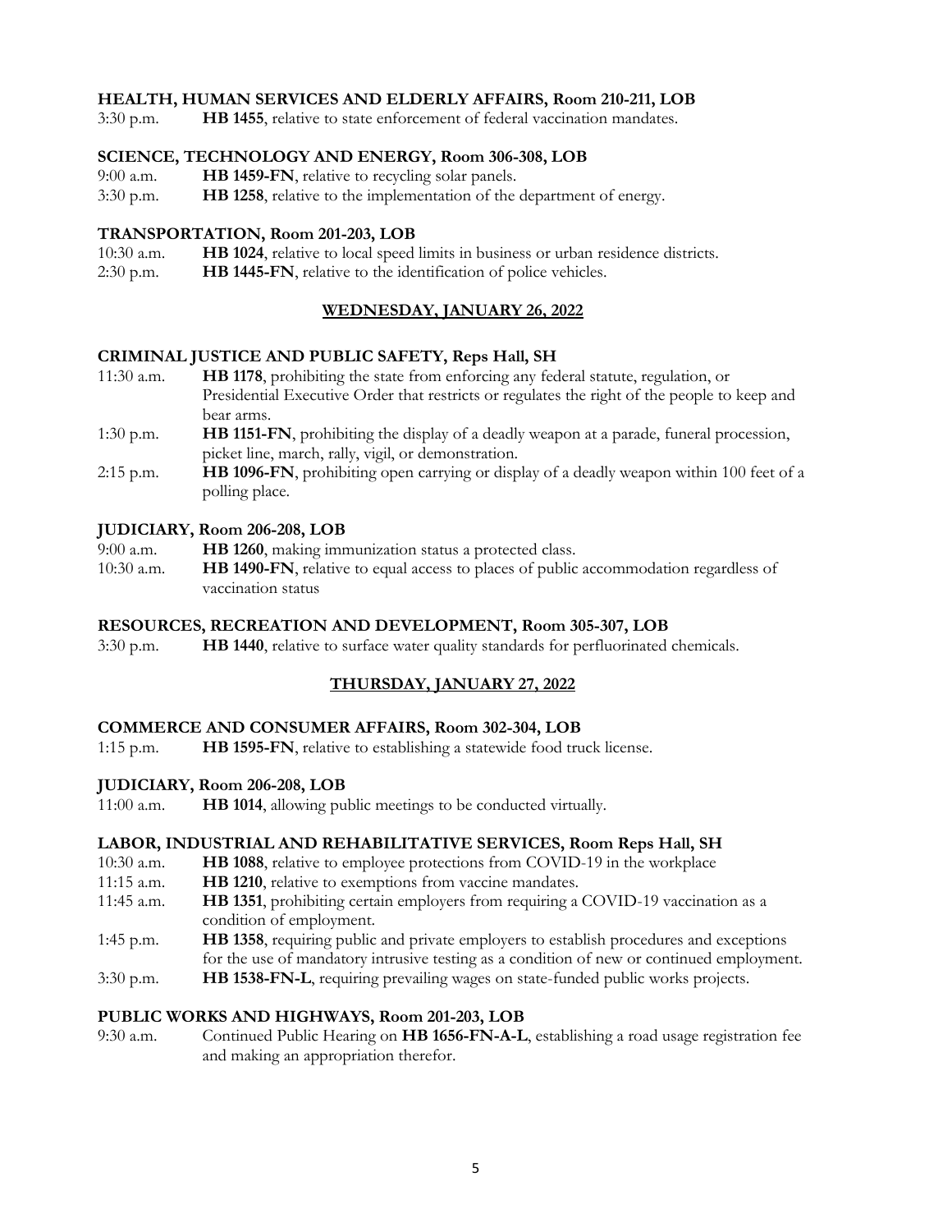**HEALTH, HUMAN SERVICES AND ELDERLY AFFAIRS, Room 210-211, LOB**

3:30 p.m. **HB 1455**, relative to state enforcement of federal vaccination mandates.

**SCIENCE, TECHNOLOGY AND ENERGY, Room 306-308, LOB**

9:00 a.m. **HB 1459-FN**, relative to recycling solar panels.

3:30 p.m. **HB 1258**, relative to the implementation of the department of energy.

**TRANSPORTATION, Room 201-203, LOB**

10:30 a.m. **HB 1024**, relative to local speed limits in business or urban residence districts.

2:30 p.m. **HB 1445-FN**, relative to the identification of police vehicles.

## WEDNESDAY, JANUARY 26, 2022

**CRIMINAL JUSTICE AND PUBLIC SAFETY, Reps Hall, SH**

11:30 a.m. **HB 1178**, prohibiting the state from enforcing any federal statute, regulation, or Presidential Executive Order that restricts or regulates the right of the people to keep and bear arms.

1:30 p.m. **HB 1151-FN**, prohibiting the display of a deadly weapon at a parade, funeral procession, picket line, march, rally, vigil, or demonstration.

2:15 p.m. **HB 1096-FN**, prohibiting open carrying or display of a deadly weapon within 100 feet of a polling place.

**JUDICIARY, Room 206-208, LOB**

9:00 a.m. **HB 1260**, making immunization status a protected class.

10:30 a.m. **HB 1490-FN**, relative to equal access to places of public accommodation regardless of vaccination status

**RESOURCES, RECREATION AND DEVELOPMENT, Room 305-307, LOB**

3:30 p.m. **HB 1440**, relative to surface water quality standards for perfluorinated chemicals.

## THURSDAY, JANUARY 27, 2022

**COMMERCE AND CONSUMER AFFAIRS, Room 302-304, LOB**

1:15 p.m. **HB 1595-FN**, relative to establishing a statewide food truck license.

**JUDICIARY, Room 206-208, LOB**

11:00 a.m. **HB 1014**, allowing public meetings to be conducted virtually.

**LABOR, INDUSTRIAL AND REHABILITATIVE SERVICES, Room Reps Hall, SH**

10:30 a.m. **HB 1088**, relative to employee protections from COVID-19 in the workplace

11:15 a.m. **HB 1210**, relative to exemptions from vaccine mandates.

11:45 a.m. **HB 1351**, prohibiting certain employers from requiring a COVID-19 vaccination as a condition of employment.

1:45 p.m. **HB 1358**, requiring public and private employers to establish procedures and exceptions for the use of mandatory intrusive testing as a condition of new or continued employment.

3:30 p.m. **HB 1538-FN-L**, requiring prevailing wages on state-funded public works projects.

**PUBLIC WORKS AND HIGHWAYS, Room 201-203, LOB**

9:30 a.m. Continued Public Hearing on **HB 1656-FN-A-L**, establishing a road usage registration fee and making an appropriation therefor.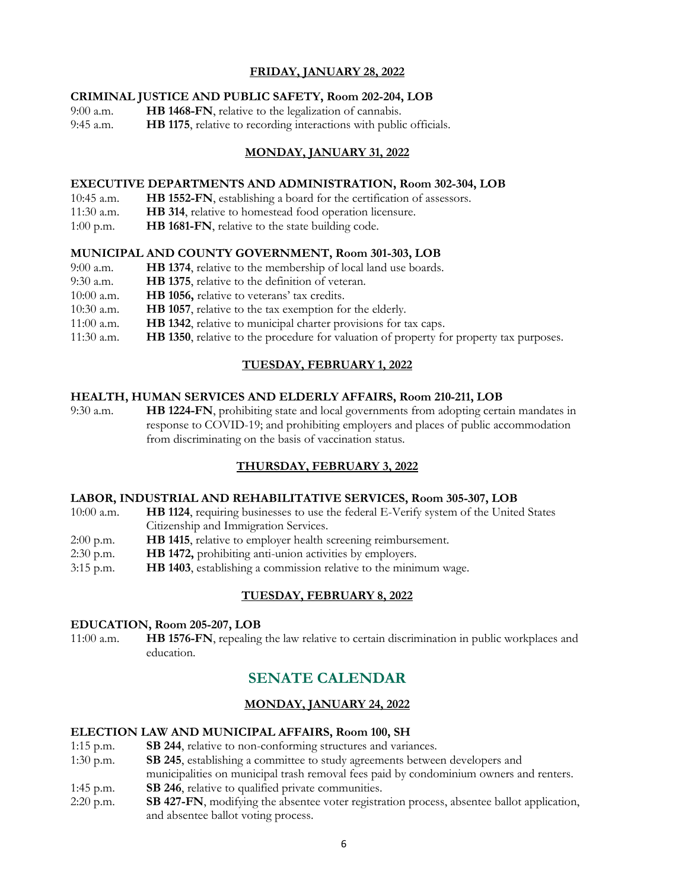**FRIDAY, JANUARY 28, 2022**

**CRIMINAL JUSTICE AND PUBLIC SAFETY, Room 202-204, LOB**

9:00 a.m. **HB 1468-FN**, relative to the legalization of cannabis.
9:45 a.m. **HB 1175**, relative to recording interactions with public officials.

**MONDAY, JANUARY 31, 2022**

**EXECUTIVE DEPARTMENTS AND ADMINISTRATION, Room 302-304, LOB**

10:45 a.m. **HB 1552-FN**, establishing a board for the certification of assessors.
11:30 a.m. **HB 314**, relative to homestead food operation licensure.
1:00 p.m. **HB 1681-FN**, relative to the state building code.

**MUNICIPAL AND COUNTY GOVERNMENT, Room 301-303, LOB**

9:00 a.m. **HB 1374**, relative to the membership of local land use boards.
9:30 a.m. **HB 1375**, relative to the definition of veteran.
10:00 a.m. **HB 1056,** relative to veterans' tax credits.
10:30 a.m. **HB 1057**, relative to the tax exemption for the elderly.
11:00 a.m. **HB 1342**, relative to municipal charter provisions for tax caps.
11:30 a.m. **HB 1350**, relative to the procedure for valuation of property for property tax purposes.

**TUESDAY, FEBRUARY 1, 2022**

**HEALTH, HUMAN SERVICES AND ELDERLY AFFAIRS, Room 210-211, LOB**

9:30 a.m. **HB 1224-FN**, prohibiting state and local governments from adopting certain mandates in response to COVID-19; and prohibiting employers and places of public accommodation from discriminating on the basis of vaccination status.

**THURSDAY, FEBRUARY 3, 2022**

**LABOR, INDUSTRIAL AND REHABILITATIVE SERVICES, Room 305-307, LOB**

10:00 a.m. **HB 1124**, requiring businesses to use the federal E-Verify system of the United States Citizenship and Immigration Services.
2:00 p.m. **HB 1415**, relative to employer health screening reimbursement.
2:30 p.m. **HB 1472,** prohibiting anti-union activities by employers.
3:15 p.m. **HB 1403**, establishing a commission relative to the minimum wage.

**TUESDAY, FEBRUARY 8, 2022**

**EDUCATION, Room 205-207, LOB**

11:00 a.m. **HB 1576-FN**, repealing the law relative to certain discrimination in public workplaces and education.

## SENATE CALENDAR

**MONDAY, JANUARY 24, 2022**

**ELECTION LAW AND MUNICIPAL AFFAIRS, Room 100, SH**

1:15 p.m. **SB 244**, relative to non-conforming structures and variances.
1:30 p.m. **SB 245**, establishing a committee to study agreements between developers and municipalities on municipal trash removal fees paid by condominium owners and renters.
1:45 p.m. **SB 246**, relative to qualified private communities.
2:20 p.m. **SB 427-FN**, modifying the absentee voter registration process, absentee ballot application, and absentee ballot voting process.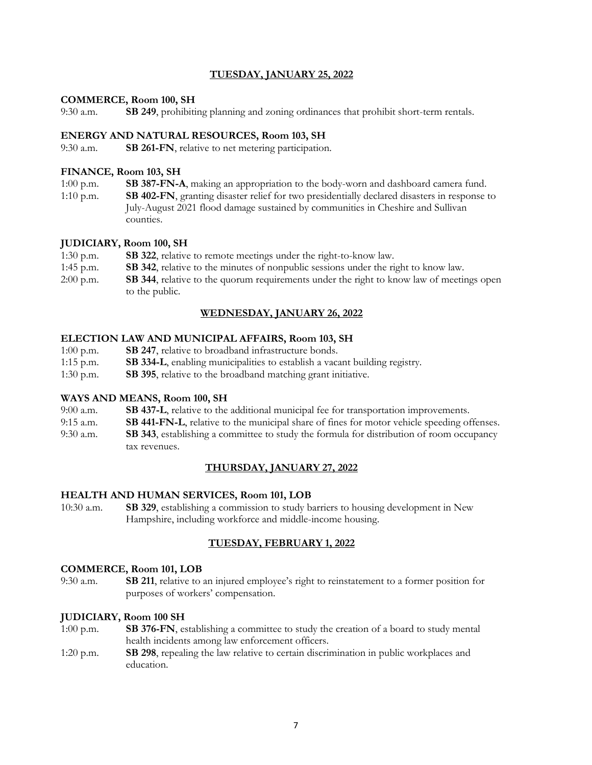## TUESDAY, JANUARY 25, 2022

### COMMERCE, Room 100, SH

9:30 a.m. **SB 249**, prohibiting planning and zoning ordinances that prohibit short-term rentals.

### ENERGY AND NATURAL RESOURCES, Room 103, SH

9:30 a.m. **SB 261-FN**, relative to net metering participation.

### FINANCE, Room 103, SH

1:00 p.m. **SB 387-FN-A**, making an appropriation to the body-worn and dashboard camera fund.

1:10 p.m. **SB 402-FN**, granting disaster relief for two presidentially declared disasters in response to July-August 2021 flood damage sustained by communities in Cheshire and Sullivan counties.

### JUDICIARY, Room 100, SH

1:30 p.m. **SB 322**, relative to remote meetings under the right-to-know law.

1:45 p.m. **SB 342**, relative to the minutes of nonpublic sessions under the right to know law.

2:00 p.m. **SB 344**, relative to the quorum requirements under the right to know law of meetings open to the public.

## WEDNESDAY, JANUARY 26, 2022

### ELECTION LAW AND MUNICIPAL AFFAIRS, Room 103, SH

1:00 p.m. **SB 247**, relative to broadband infrastructure bonds.

1:15 p.m. **SB 334-L**, enabling municipalities to establish a vacant building registry.

1:30 p.m. **SB 395**, relative to the broadband matching grant initiative.

### WAYS AND MEANS, Room 100, SH

9:00 a.m. **SB 437-L**, relative to the additional municipal fee for transportation improvements.

9:15 a.m. **SB 441-FN-L**, relative to the municipal share of fines for motor vehicle speeding offenses.

9:30 a.m. **SB 343**, establishing a committee to study the formula for distribution of room occupancy tax revenues.

## THURSDAY, JANUARY 27, 2022

### HEALTH AND HUMAN SERVICES, Room 101, LOB

10:30 a.m. **SB 329**, establishing a commission to study barriers to housing development in New Hampshire, including workforce and middle-income housing.

## TUESDAY, FEBRUARY 1, 2022

### COMMERCE, Room 101, LOB

9:30 a.m. **SB 211**, relative to an injured employee's right to reinstatement to a former position for purposes of workers' compensation.

### JUDICIARY, Room 100 SH

1:00 p.m. **SB 376-FN**, establishing a committee to study the creation of a board to study mental health incidents among law enforcement officers.

1:20 p.m. **SB 298**, repealing the law relative to certain discrimination in public workplaces and education.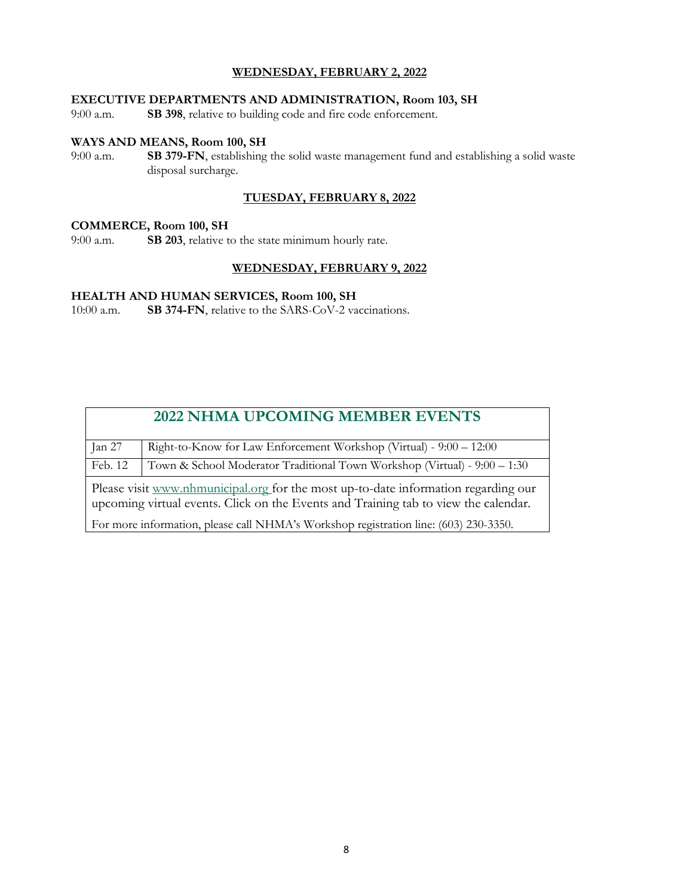**WEDNESDAY, FEBRUARY 2, 2022**

**EXECUTIVE DEPARTMENTS AND ADMINISTRATION, Room 103, SH**

9:00 a.m. **SB 398**, relative to building code and fire code enforcement.

**WAYS AND MEANS, Room 100, SH**

9:00 a.m. **SB 379-FN**, establishing the solid waste management fund and establishing a solid waste disposal surcharge.

**TUESDAY, FEBRUARY 8, 2022**

**COMMERCE, Room 100, SH**

9:00 a.m. **SB 203**, relative to the state minimum hourly rate.

**WEDNESDAY, FEBRUARY 9, 2022**

**HEALTH AND HUMAN SERVICES, Room 100, SH**

10:00 a.m. **SB 374-FN**, relative to the SARS-CoV-2 vaccinations.

## 2022 NHMA UPCOMING MEMBER EVENTS

| | |
|---|---|
| Jan 27 | Right-to-Know for Law Enforcement Workshop (Virtual) - 9:00 – 12:00 |
| Feb. 12 | Town & School Moderator Traditional Town Workshop (Virtual) - 9:00 – 1:30 |

Please visit www.nhmunicipal.org for the most up-to-date information regarding our upcoming virtual events. Click on the Events and Training tab to view the calendar.

For more information, please call NHMA's Workshop registration line: (603) 230-3350.